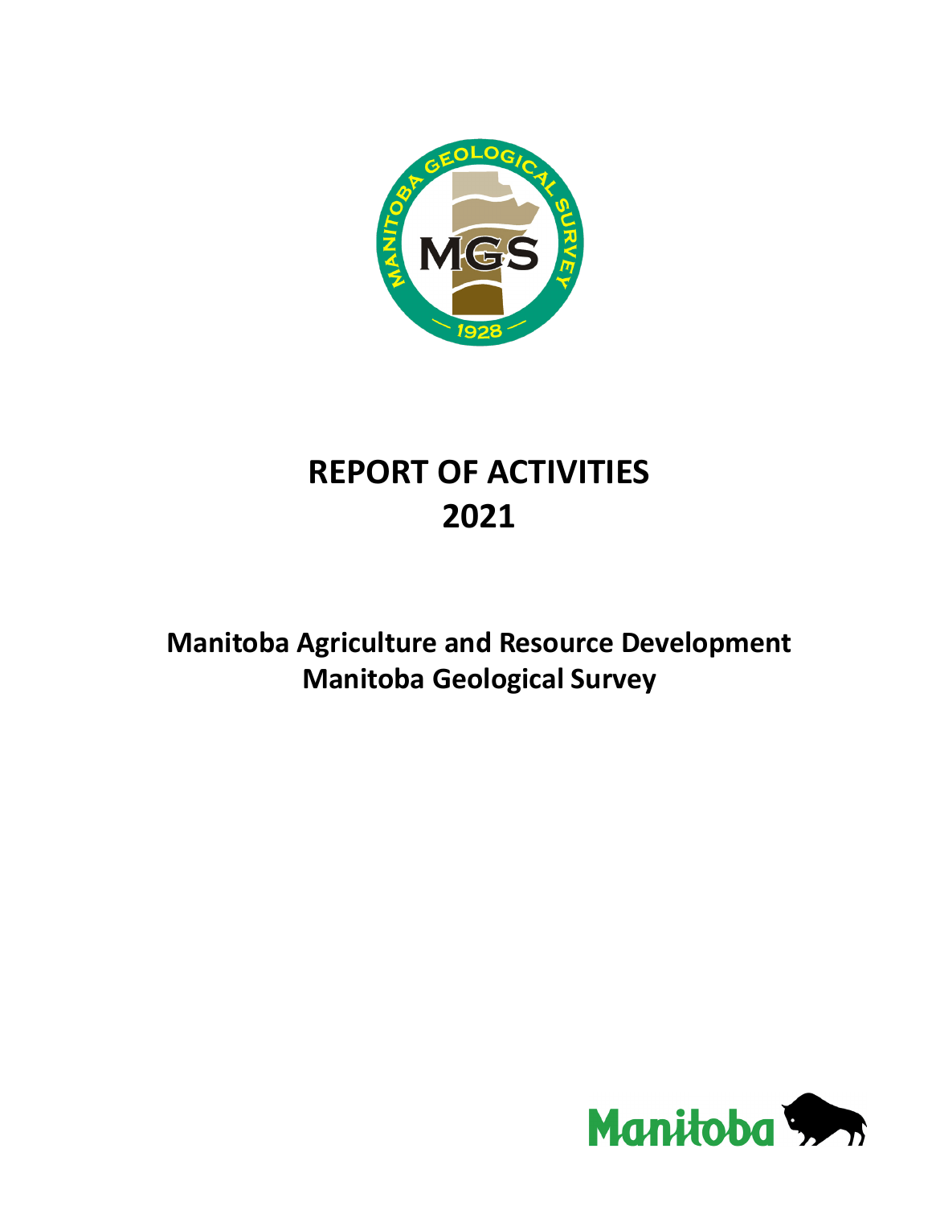# REPORT OF ACTIVITIES 2021

## Manitoba Agriculture and Resource Development
## Manitoba Geological Survey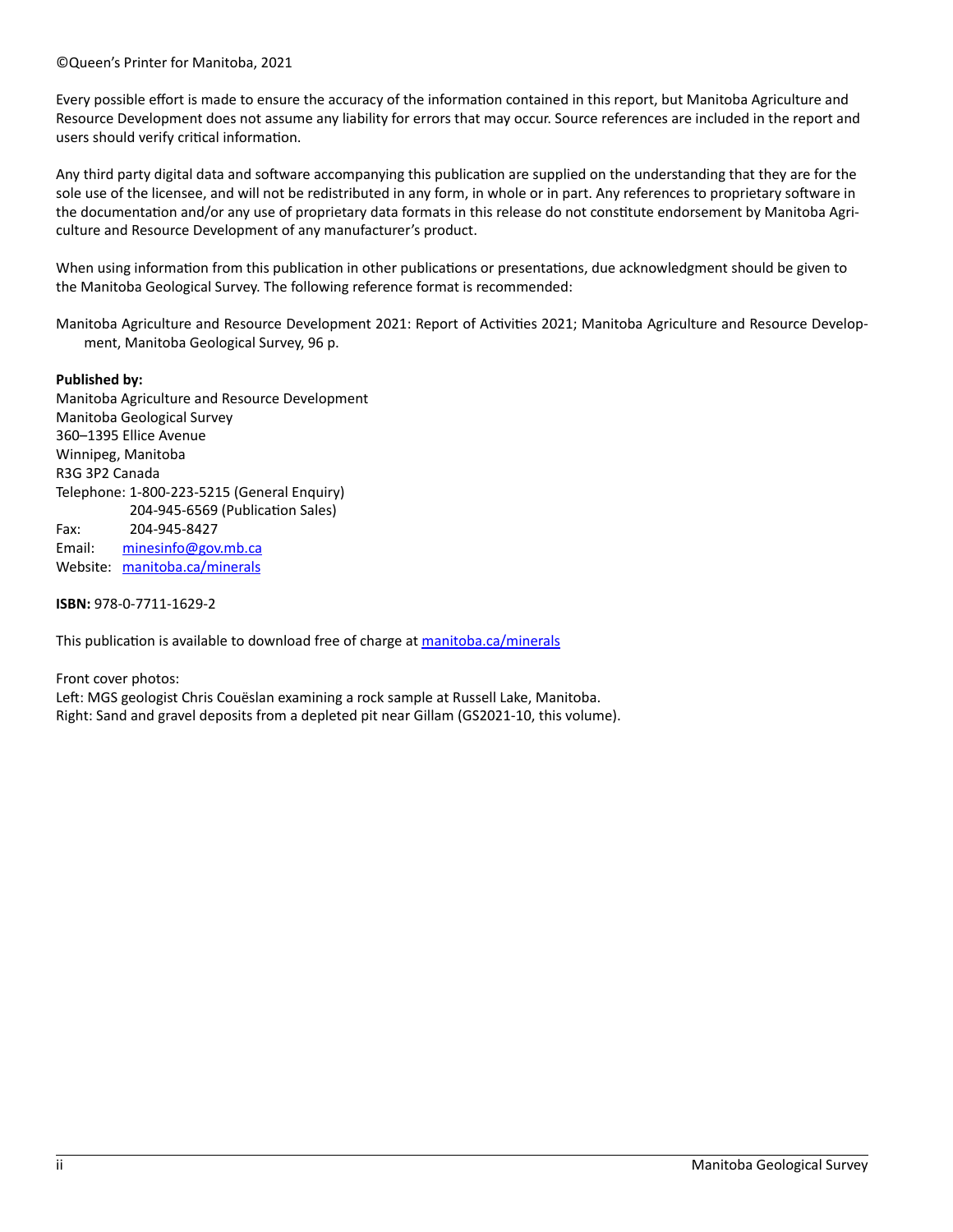©Queen's Printer for Manitoba, 2021

Every possible effort is made to ensure the accuracy of the information contained in this report, but Manitoba Agriculture and Resource Development does not assume any liability for errors that may occur. Source references are included in the report and users should verify critical information.

Any third party digital data and software accompanying this publication are supplied on the understanding that they are for the sole use of the licensee, and will not be redistributed in any form, in whole or in part. Any references to proprietary software in the documentation and/or any use of proprietary data formats in this release do not constitute endorsement by Manitoba Agriculture and Resource Development of any manufacturer's product.

When using information from this publication in other publications or presentations, due acknowledgment should be given to the Manitoba Geological Survey. The following reference format is recommended:

Manitoba Agriculture and Resource Development 2021: Report of Activities 2021; Manitoba Agriculture and Resource Development, Manitoba Geological Survey, 96 p.

**Published by:**
Manitoba Agriculture and Resource Development
Manitoba Geological Survey
360–1395 Ellice Avenue
Winnipeg, Manitoba
R3G 3P2 Canada
Telephone: 1-800-223-5215 (General Enquiry)
204-945-6569 (Publication Sales)
Fax: 204-945-8427
Email: minesinfo@gov.mb.ca
Website: manitoba.ca/minerals

**ISBN:** 978-0-7711-1629-2

This publication is available to download free of charge at manitoba.ca/minerals

Front cover photos:
Left: MGS geologist Chris Couëslan examining a rock sample at Russell Lake, Manitoba.
Right: Sand and gravel deposits from a depleted pit near Gillam (GS2021-10, this volume).